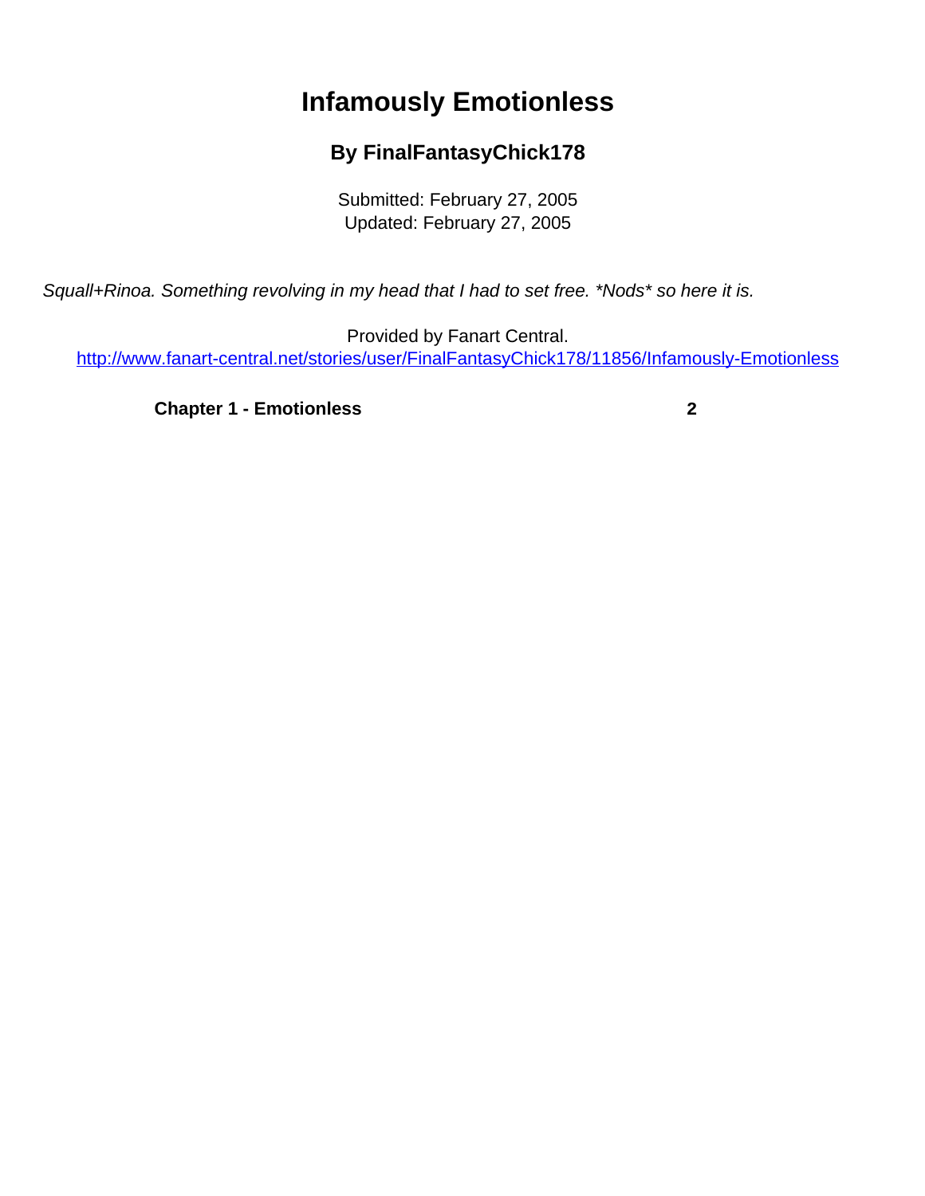# Infamously Emotionless

### By FinalFantasyChick178

Submitted: February 27, 2005
Updated: February 27, 2005

*Squall+Rinoa. Something revolving in my head that I had to set free. *Nods* so here it is.*

Provided by Fanart Central.
http://www.fanart-central.net/stories/user/FinalFantasyChick178/11856/Infamously-Emotionless

| | |
|---|---|
| **Chapter 1 - Emotionless** | **2** |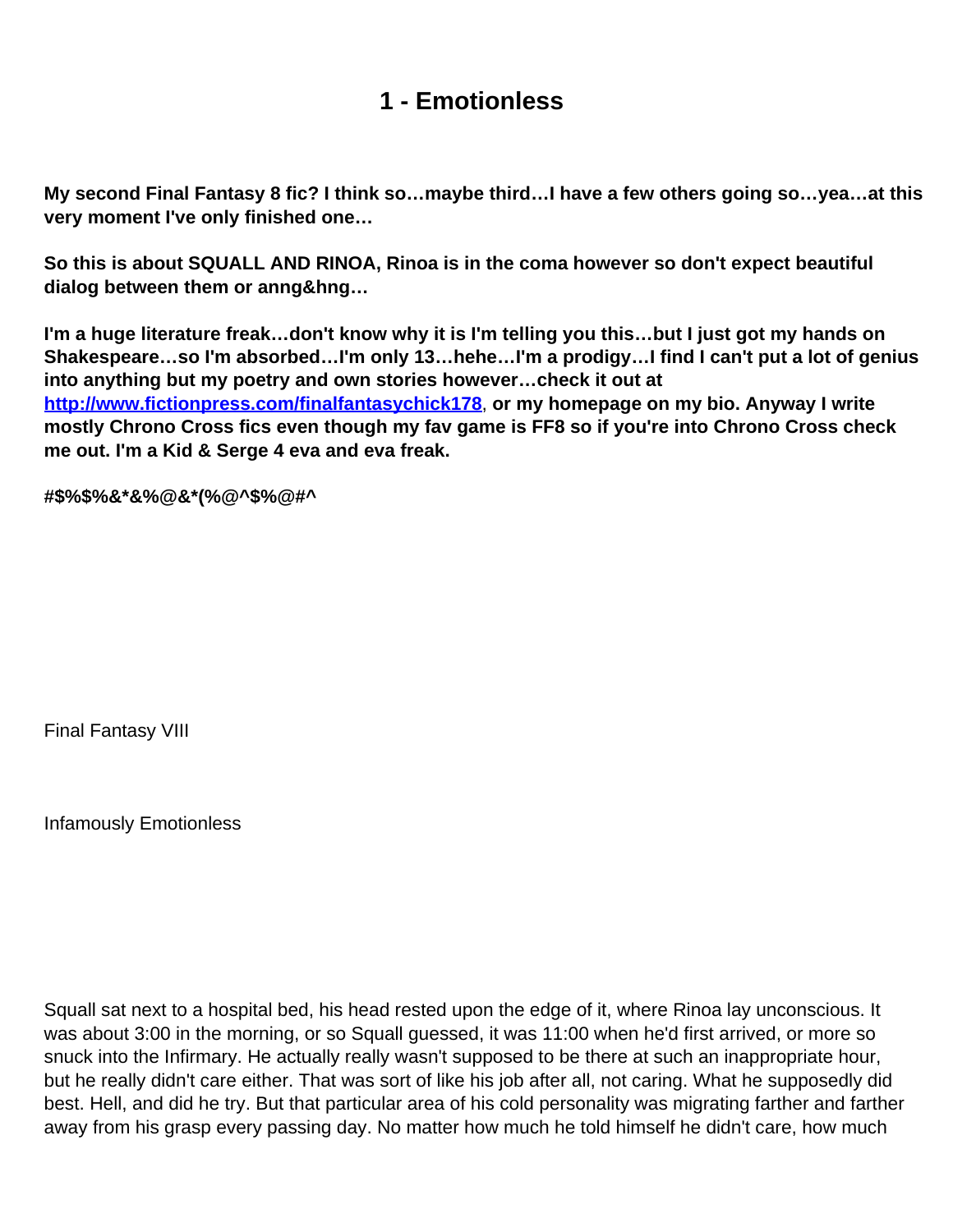# 1 - Emotionless

**My second Final Fantasy 8 fic? I think so…maybe third…I have a few others going so…yea…at this very moment I've only finished one…**

**So this is about SQUALL AND RINOA, Rinoa is in the coma however so don't expect beautiful dialog between them or anng&hng…**

**I'm a huge literature freak…don't know why it is I'm telling you this…but I just got my hands on Shakespeare…so I'm absorbed…I'm only 13…hehe…I'm a prodigy…I find I can't put a lot of genius into anything but my poetry and own stories however…check it out at [http://www.fictionpress.com/finalfantasychick178](http://www.fictionpress.com/finalfantasychick178), or my homepage on my bio. Anyway I write mostly Chrono Cross fics even though my fav game is FF8 so if you're into Chrono Cross check me out. I'm a Kid & Serge 4 eva and eva freak.**

**#$%$%&*&%@&*(%@^$%@#^**

Final Fantasy VIII

Infamously Emotionless

Squall sat next to a hospital bed, his head rested upon the edge of it, where Rinoa lay unconscious. It was about 3:00 in the morning, or so Squall guessed, it was 11:00 when he'd first arrived, or more so snuck into the Infirmary. He actually really wasn't supposed to be there at such an inappropriate hour, but he really didn't care either. That was sort of like his job after all, not caring. What he supposedly did best. Hell, and did he try. But that particular area of his cold personality was migrating farther and farther away from his grasp every passing day. No matter how much he told himself he didn't care, how much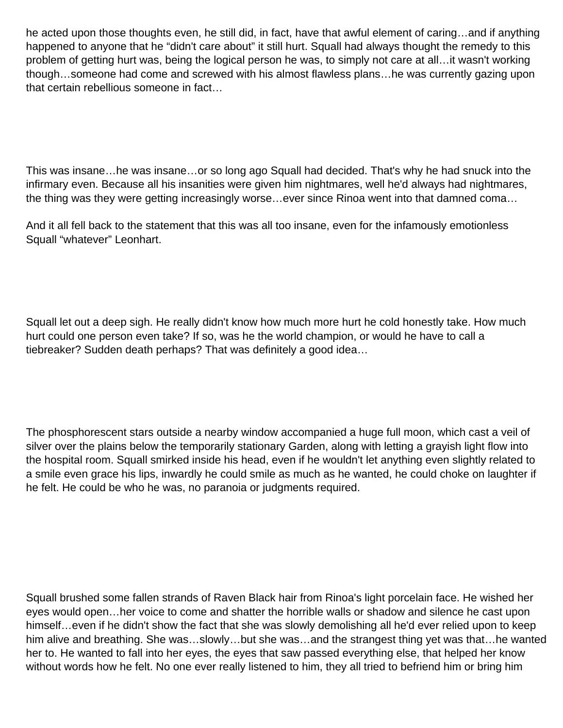he acted upon those thoughts even, he still did, in fact, have that awful element of caring…and if anything happened to anyone that he "didn't care about" it still hurt. Squall had always thought the remedy to this problem of getting hurt was, being the logical person he was, to simply not care at all…it wasn't working though…someone had come and screwed with his almost flawless plans…he was currently gazing upon that certain rebellious someone in fact…

This was insane…he was insane…or so long ago Squall had decided. That's why he had snuck into the infirmary even. Because all his insanities were given him nightmares, well he'd always had nightmares, the thing was they were getting increasingly worse…ever since Rinoa went into that damned coma…

And it all fell back to the statement that this was all too insane, even for the infamously emotionless Squall "whatever" Leonhart.

Squall let out a deep sigh. He really didn't know how much more hurt he cold honestly take. How much hurt could one person even take? If so, was he the world champion, or would he have to call a tiebreaker? Sudden death perhaps? That was definitely a good idea…

The phosphorescent stars outside a nearby window accompanied a huge full moon, which cast a veil of silver over the plains below the temporarily stationary Garden, along with letting a grayish light flow into the hospital room. Squall smirked inside his head, even if he wouldn't let anything even slightly related to a smile even grace his lips, inwardly he could smile as much as he wanted, he could choke on laughter if he felt. He could be who he was, no paranoia or judgments required.

Squall brushed some fallen strands of Raven Black hair from Rinoa's light porcelain face. He wished her eyes would open…her voice to come and shatter the horrible walls or shadow and silence he cast upon himself…even if he didn't show the fact that she was slowly demolishing all he'd ever relied upon to keep him alive and breathing. She was…slowly…but she was…and the strangest thing yet was that…he wanted her to. He wanted to fall into her eyes, the eyes that saw passed everything else, that helped her know without words how he felt. No one ever really listened to him, they all tried to befriend him or bring him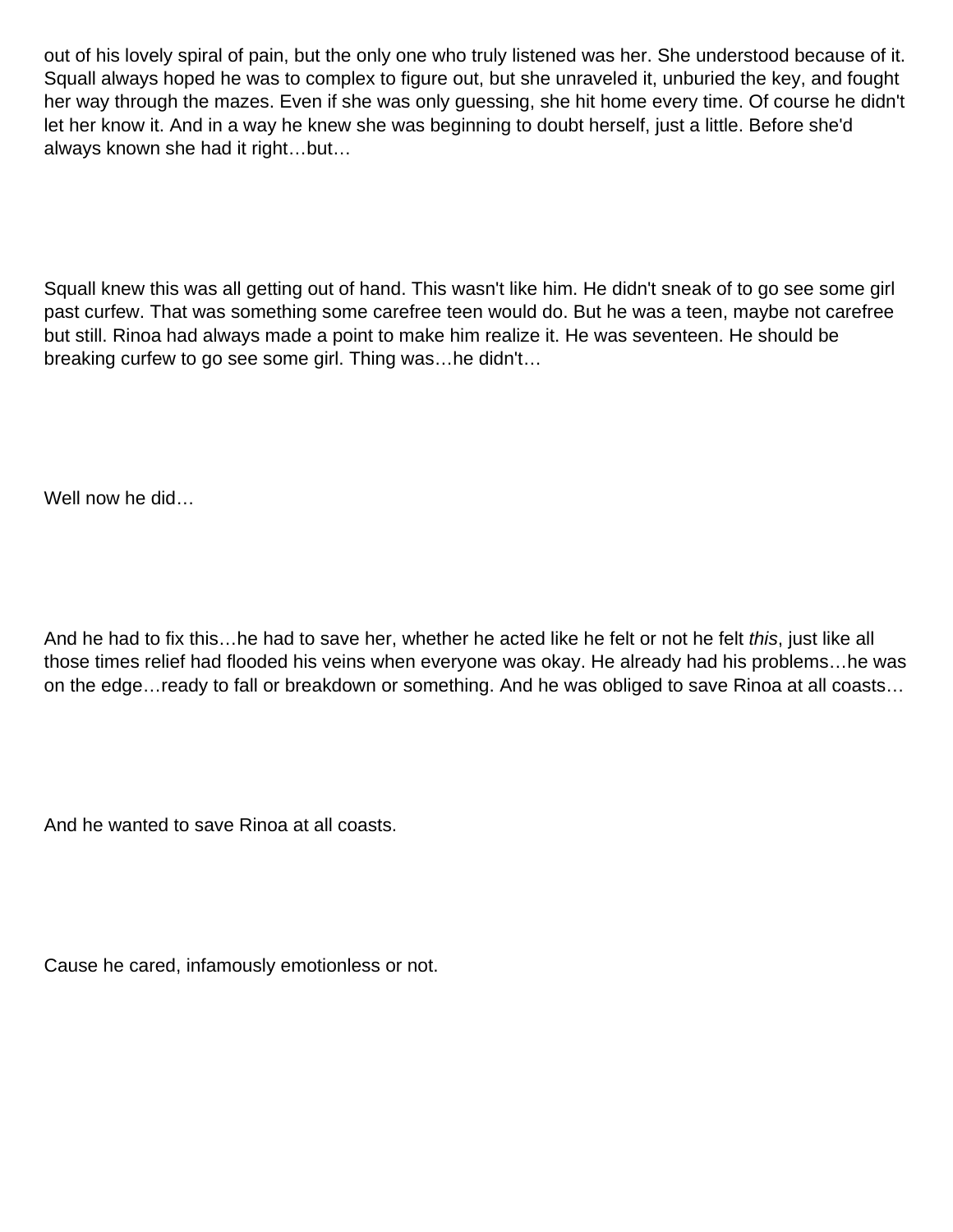out of his lovely spiral of pain, but the only one who truly listened was her. She understood because of it. Squall always hoped he was to complex to figure out, but she unraveled it, unburied the key, and fought her way through the mazes. Even if she was only guessing, she hit home every time. Of course he didn't let her know it. And in a way he knew she was beginning to doubt herself, just a little. Before she'd always known she had it right…but…

Squall knew this was all getting out of hand. This wasn't like him. He didn't sneak of to go see some girl past curfew. That was something some carefree teen would do. But he was a teen, maybe not carefree but still. Rinoa had always made a point to make him realize it. He was seventeen. He should be breaking curfew to go see some girl. Thing was…he didn't…

Well now he did…

And he had to fix this…he had to save her, whether he acted like he felt or not he felt *this*, just like all those times relief had flooded his veins when everyone was okay. He already had his problems…he was on the edge…ready to fall or breakdown or something. And he was obliged to save Rinoa at all coasts…

And he wanted to save Rinoa at all coasts.

Cause he cared, infamously emotionless or not.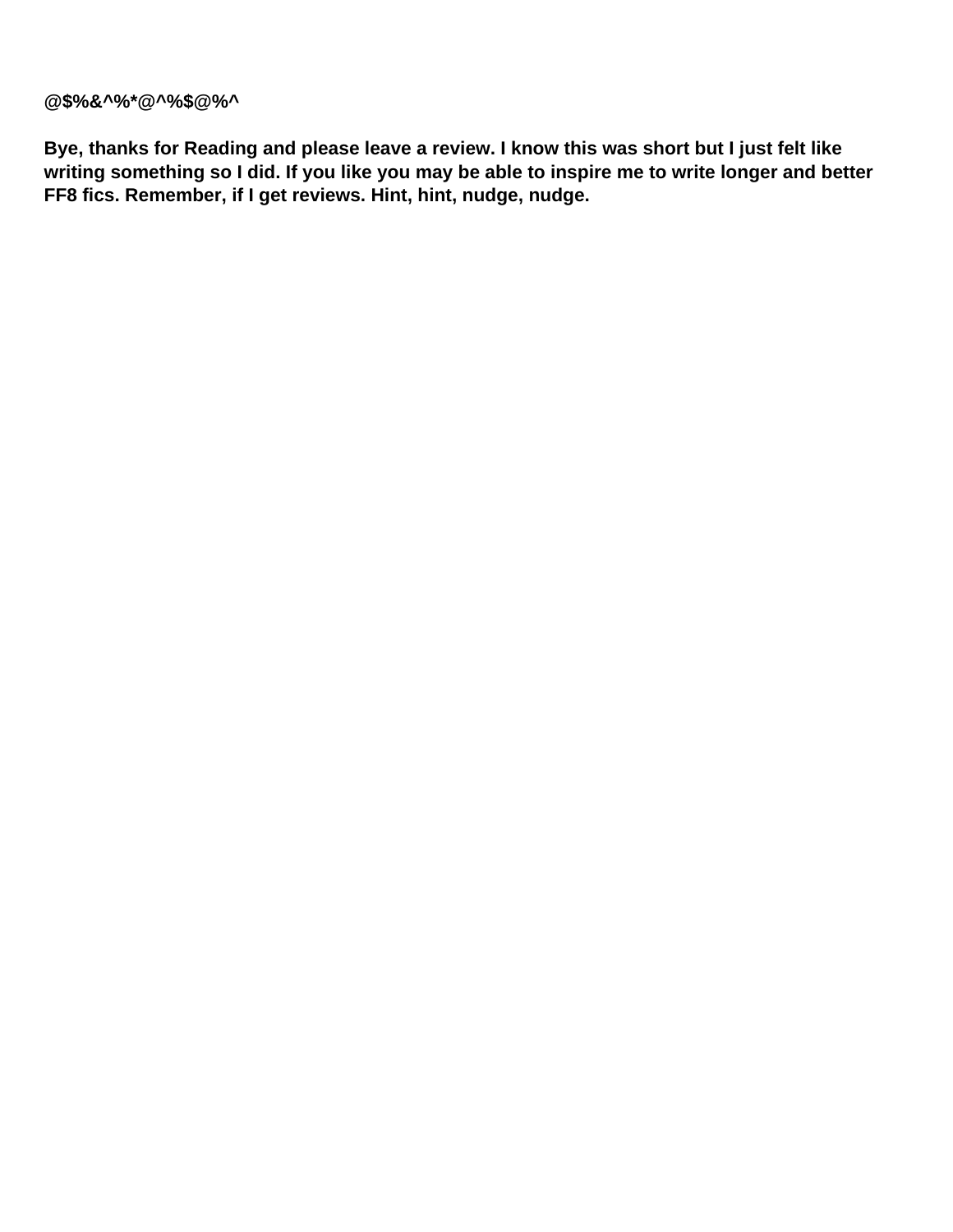**@$%&^%*@^%$@%^**

**Bye, thanks for Reading and please leave a review. I know this was short but I just felt like writing something so I did. If you like you may be able to inspire me to write longer and better FF8 fics. Remember, if I get reviews. Hint, hint, nudge, nudge.**